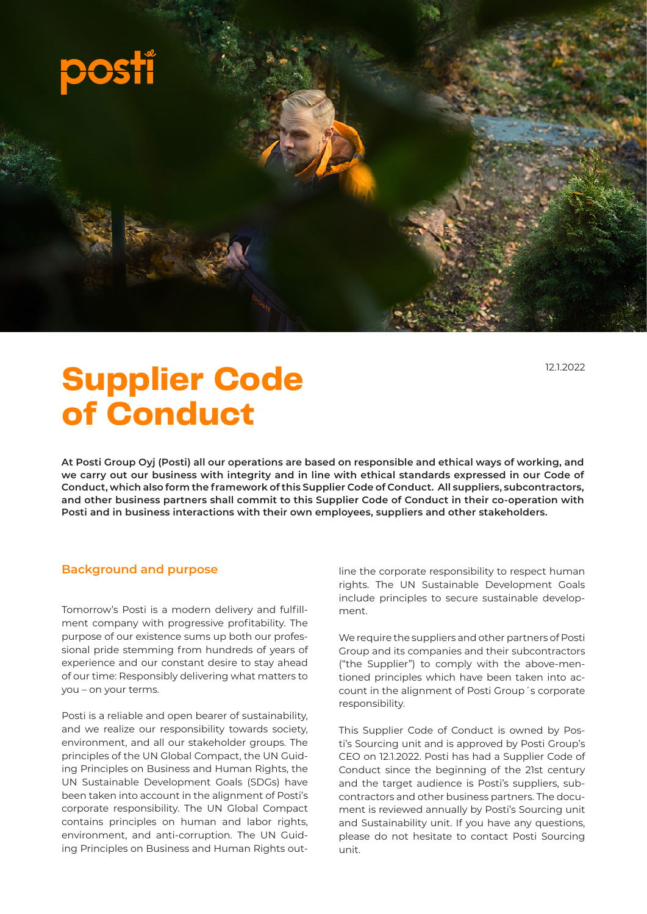# Supplier Code of Conduct

12.1.2022

**At Posti Group Oyj (Posti) all our operations are based on responsible and ethical ways of working, and we carry out our business with integrity and in line with ethical standards expressed in our Code of Conduct, which also form the framework of this Supplier Code of Conduct. All suppliers, subcontractors, and other business partners shall commit to this Supplier Code of Conduct in their co-operation with Posti and in business interactions with their own employees, suppliers and other stakeholders.**

## Background and purpose

Tomorrow's Posti is a modern delivery and fulfillment company with progressive profitability. The purpose of our existence sums up both our professional pride stemming from hundreds of years of experience and our constant desire to stay ahead of our time: Responsibly delivering what matters to you – on your terms.

Posti is a reliable and open bearer of sustainability, and we realize our responsibility towards society, environment, and all our stakeholder groups. The principles of the UN Global Compact, the UN Guiding Principles on Business and Human Rights, the UN Sustainable Development Goals (SDGs) have been taken into account in the alignment of Posti's corporate responsibility. The UN Global Compact contains principles on human and labor rights, environment, and anti-corruption. The UN Guiding Principles on Business and Human Rights outline the corporate responsibility to respect human rights. The UN Sustainable Development Goals include principles to secure sustainable development.

We require the suppliers and other partners of Posti Group and its companies and their subcontractors ("the Supplier") to comply with the above-mentioned principles which have been taken into account in the alignment of Posti Group´s corporate responsibility.

This Supplier Code of Conduct is owned by Posti's Sourcing unit and is approved by Posti Group's CEO on 12.1.2022. Posti has had a Supplier Code of Conduct since the beginning of the 21st century and the target audience is Posti's suppliers, subcontractors and other business partners. The document is reviewed annually by Posti's Sourcing unit and Sustainability unit. If you have any questions, please do not hesitate to contact Posti Sourcing unit.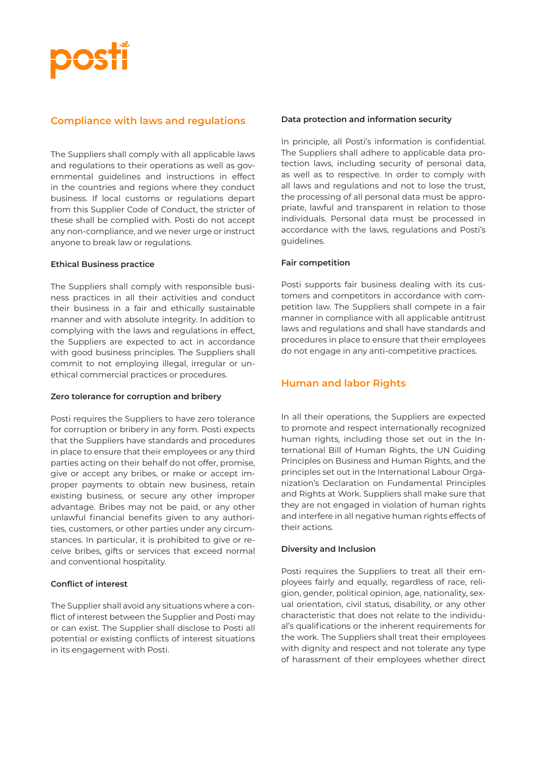## Compliance with laws and regulations

The Suppliers shall comply with all applicable laws and regulations to their operations as well as governmental guidelines and instructions in effect in the countries and regions where they conduct business. If local customs or regulations depart from this Supplier Code of Conduct, the stricter of these shall be complied with. Posti do not accept any non-compliance, and we never urge or instruct anyone to break law or regulations.

### Ethical Business practice

The Suppliers shall comply with responsible business practices in all their activities and conduct their business in a fair and ethically sustainable manner and with absolute integrity. In addition to complying with the laws and regulations in effect, the Suppliers are expected to act in accordance with good business principles. The Suppliers shall commit to not employing illegal, irregular or unethical commercial practices or procedures.

### Zero tolerance for corruption and bribery

Posti requires the Suppliers to have zero tolerance for corruption or bribery in any form. Posti expects that the Suppliers have standards and procedures in place to ensure that their employees or any third parties acting on their behalf do not offer, promise, give or accept any bribes, or make or accept improper payments to obtain new business, retain existing business, or secure any other improper advantage. Bribes may not be paid, or any other unlawful financial benefits given to any authorities, customers, or other parties under any circumstances. In particular, it is prohibited to give or receive bribes, gifts or services that exceed normal and conventional hospitality.

### Conflict of interest

The Supplier shall avoid any situations where a conflict of interest between the Supplier and Posti may or can exist. The Supplier shall disclose to Posti all potential or existing conflicts of interest situations in its engagement with Posti.

### Data protection and information security

In principle, all Posti's information is confidential. The Suppliers shall adhere to applicable data protection laws, including security of personal data, as well as to respective. In order to comply with all laws and regulations and not to lose the trust, the processing of all personal data must be appropriate, lawful and transparent in relation to those individuals. Personal data must be processed in accordance with the laws, regulations and Posti's guidelines.

### Fair competition

Posti supports fair business dealing with its customers and competitors in accordance with competition law. The Suppliers shall compete in a fair manner in compliance with all applicable antitrust laws and regulations and shall have standards and procedures in place to ensure that their employees do not engage in any anti-competitive practices.

## Human and labor Rights

In all their operations, the Suppliers are expected to promote and respect internationally recognized human rights, including those set out in the International Bill of Human Rights, the UN Guiding Principles on Business and Human Rights, and the principles set out in the International Labour Organization's Declaration on Fundamental Principles and Rights at Work. Suppliers shall make sure that they are not engaged in violation of human rights and interfere in all negative human rights effects of their actions.

### Diversity and Inclusion

Posti requires the Suppliers to treat all their employees fairly and equally, regardless of race, religion, gender, political opinion, age, nationality, sexual orientation, civil status, disability, or any other characteristic that does not relate to the individual's qualifications or the inherent requirements for the work. The Suppliers shall treat their employees with dignity and respect and not tolerate any type of harassment of their employees whether direct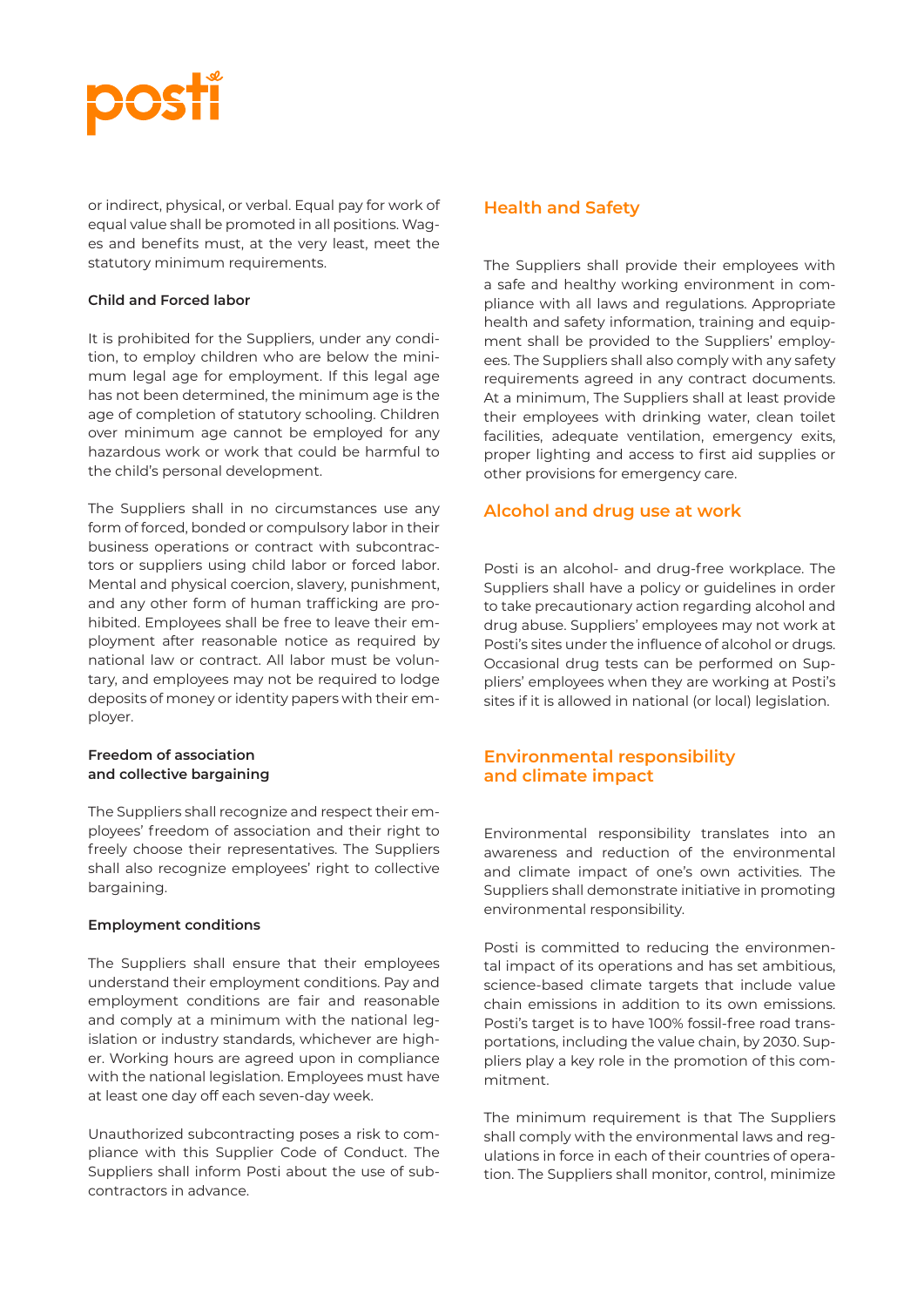or indirect, physical, or verbal. Equal pay for work of equal value shall be promoted in all positions. Wages and benefits must, at the very least, meet the statutory minimum requirements.

### Child and Forced labor

It is prohibited for the Suppliers, under any condition, to employ children who are below the minimum legal age for employment. If this legal age has not been determined, the minimum age is the age of completion of statutory schooling. Children over minimum age cannot be employed for any hazardous work or work that could be harmful to the child's personal development.

The Suppliers shall in no circumstances use any form of forced, bonded or compulsory labor in their business operations or contract with subcontractors or suppliers using child labor or forced labor. Mental and physical coercion, slavery, punishment, and any other form of human trafficking are prohibited. Employees shall be free to leave their employment after reasonable notice as required by national law or contract. All labor must be voluntary, and employees may not be required to lodge deposits of money or identity papers with their employer.

### Freedom of association and collective bargaining

The Suppliers shall recognize and respect their employees' freedom of association and their right to freely choose their representatives. The Suppliers shall also recognize employees' right to collective bargaining.

### Employment conditions

The Suppliers shall ensure that their employees understand their employment conditions. Pay and employment conditions are fair and reasonable and comply at a minimum with the national legislation or industry standards, whichever are higher. Working hours are agreed upon in compliance with the national legislation. Employees must have at least one day off each seven-day week.

Unauthorized subcontracting poses a risk to compliance with this Supplier Code of Conduct. The Suppliers shall inform Posti about the use of subcontractors in advance.

## Health and Safety

The Suppliers shall provide their employees with a safe and healthy working environment in compliance with all laws and regulations. Appropriate health and safety information, training and equipment shall be provided to the Suppliers' employees. The Suppliers shall also comply with any safety requirements agreed in any contract documents. At a minimum, The Suppliers shall at least provide their employees with drinking water, clean toilet facilities, adequate ventilation, emergency exits, proper lighting and access to first aid supplies or other provisions for emergency care.

## Alcohol and drug use at work

Posti is an alcohol- and drug-free workplace. The Suppliers shall have a policy or guidelines in order to take precautionary action regarding alcohol and drug abuse. Suppliers' employees may not work at Posti's sites under the influence of alcohol or drugs. Occasional drug tests can be performed on Suppliers' employees when they are working at Posti's sites if it is allowed in national (or local) legislation.

## Environmental responsibility and climate impact

Environmental responsibility translates into an awareness and reduction of the environmental and climate impact of one's own activities. The Suppliers shall demonstrate initiative in promoting environmental responsibility.

Posti is committed to reducing the environmental impact of its operations and has set ambitious, science-based climate targets that include value chain emissions in addition to its own emissions. Posti's target is to have 100% fossil-free road transportations, including the value chain, by 2030. Suppliers play a key role in the promotion of this commitment.

The minimum requirement is that The Suppliers shall comply with the environmental laws and regulations in force in each of their countries of operation. The Suppliers shall monitor, control, minimize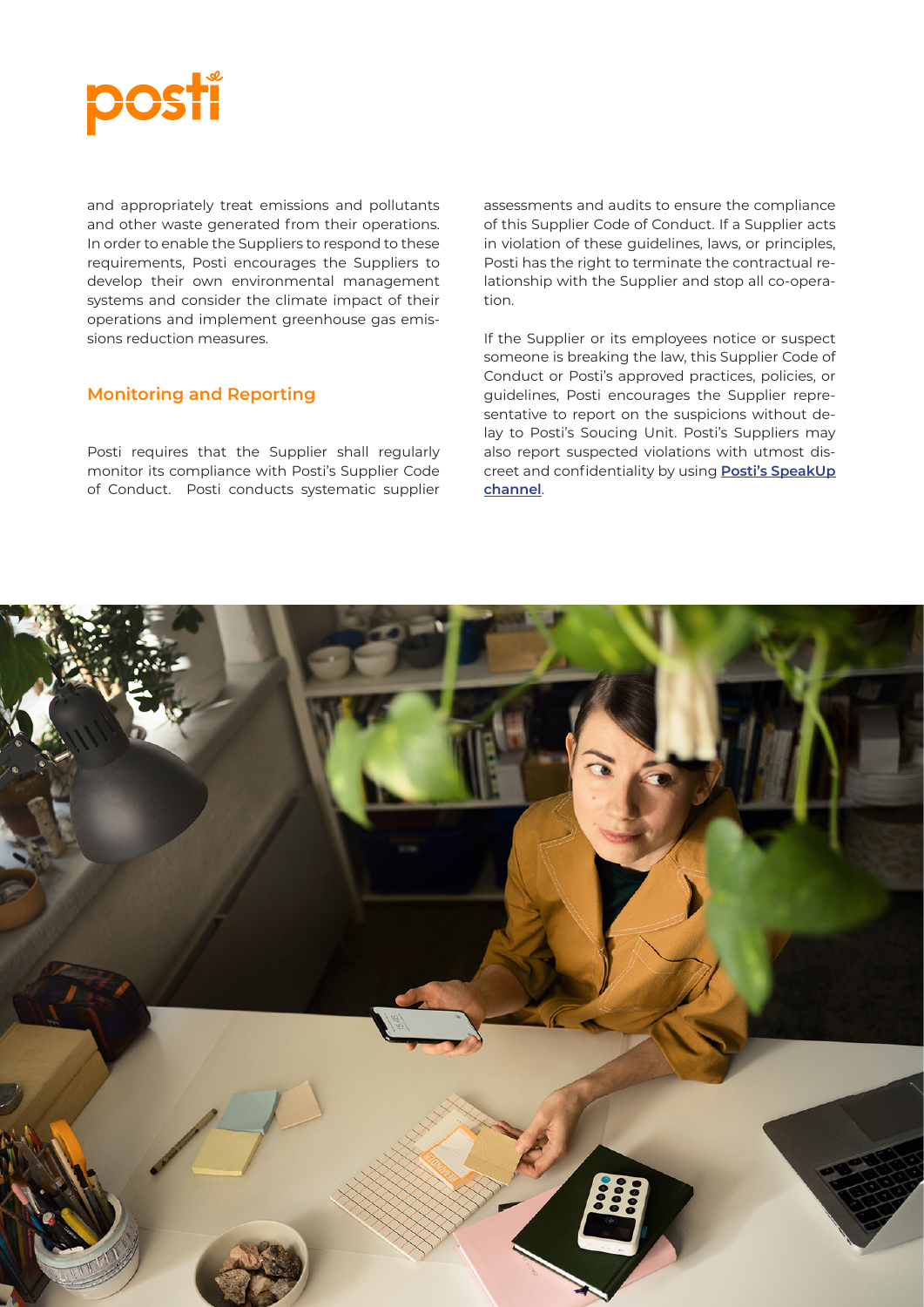and appropriately treat emissions and pollutants and other waste generated from their operations. In order to enable the Suppliers to respond to these requirements, Posti encourages the Suppliers to develop their own environmental management systems and consider the climate impact of their operations and implement greenhouse gas emissions reduction measures.

## Monitoring and Reporting

Posti requires that the Supplier shall regularly monitor its compliance with Posti's Supplier Code of Conduct. Posti conducts systematic supplier assessments and audits to ensure the compliance of this Supplier Code of Conduct. If a Supplier acts in violation of these guidelines, laws, or principles, Posti has the right to terminate the contractual relationship with the Supplier and stop all co-operation.

If the Supplier or its employees notice or suspect someone is breaking the law, this Supplier Code of Conduct or Posti's approved practices, policies, or guidelines, Posti encourages the Supplier representative to report on the suspicions without delay to Posti's Soucing Unit. Posti's Suppliers may also report suspected violations with utmost discreet and confidentiality by using **Posti's SpeakUp channel**.